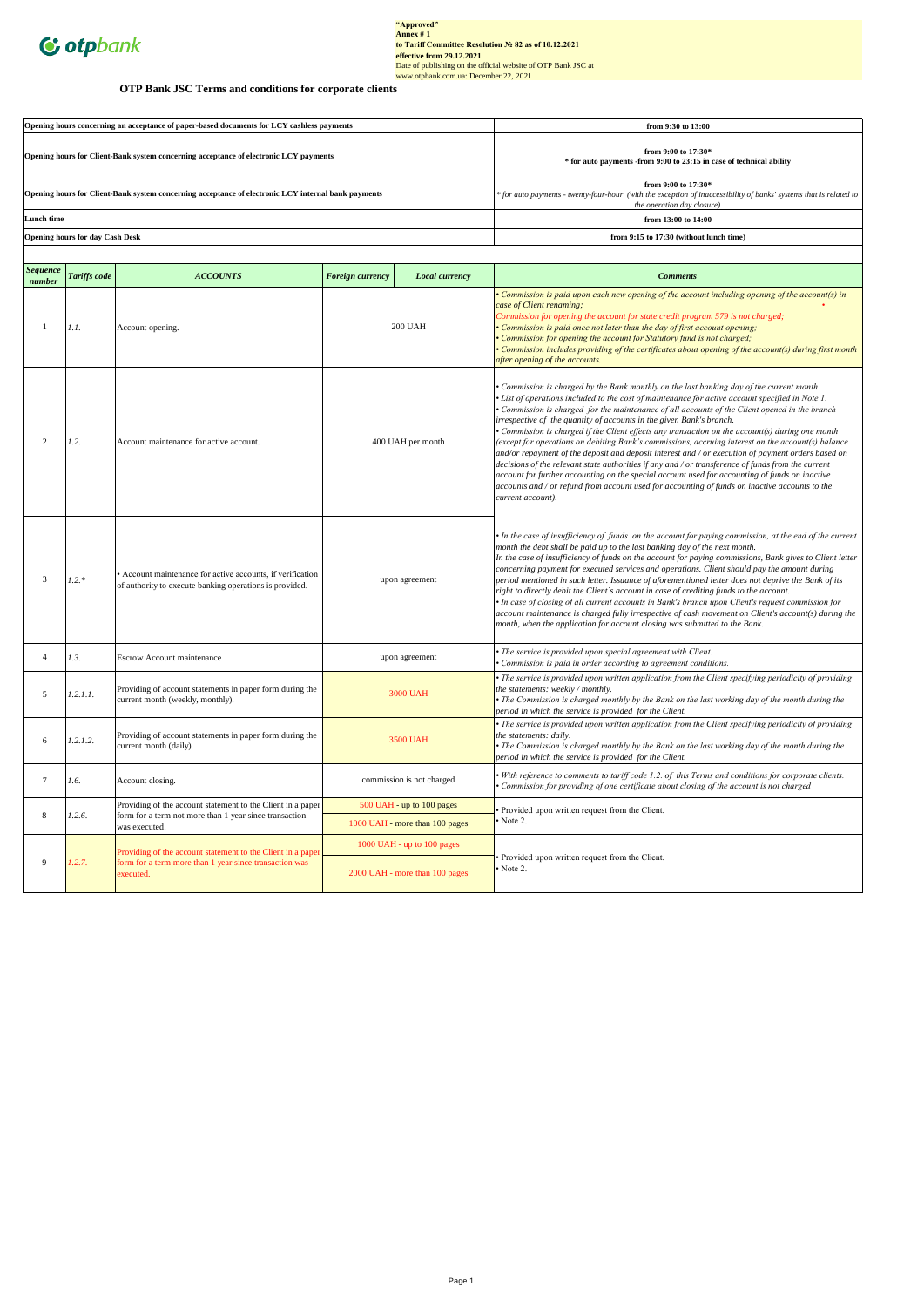"Approved"
**Annex # 1**
**to Tariff Committee Resolution № 82 as of 10.12.2021**
**effective from 29.12.2021**
Date of publishing on the official website of OTP Bank JSC at
www.otpbank.com.ua: December 22, 2021

## OTP Bank JSC Terms and conditions for corporate clients

| | |
|---|---|
| **Opening hours concerning an acceptance of paper-based documents for LCY cashless payments** | **from 9:30 to 13:00** |
| **Opening hours for Client-Bank system concerning acceptance of electronic LCY payments** | **from 9:00 to 17:30*** <br> *** for auto payments -from 9:00 to 23:15 in case of technical ability** |
| **Opening hours for Client-Bank system concerning acceptance of electronic LCY internal bank payments** | **from 9:00 to 17:30*** <br> *\* for auto payments - twenty-four-hour (with the exception of inaccessibility of banks' systems that is related to the operation day closure)* |
| **Lunch time** | **from 13:00 to 14:00** |
| **Opening hours for day Cash Desk** | **from 9:15 to 17:30 (without lunch time)** |

| *Sequence number* | *Tariffs code* | *ACCOUNTS* | *Foreign currency* | *Local currency* | *Comments* |
|---|---|---|---|---|---|
| 1 | *1.1.* | Account opening. | 200 UAH | | *• Commission is paid upon each new opening of the account including opening of the account(s) in case of Client renaming;* <br> *Commission for opening the account for state credit program 579 is not charged;* <br> *• Commission is paid once not later than the day of first account opening;* <br> *• Commission for opening the account for Statutory fund is not charged;* <br> *• Commission includes providing of the certificates about opening of the account(s) during first month after opening of the accounts.* |
| 2 | *1.2.* | Account maintenance for active account. | 400 UAH per month | | *• Commission is charged by the Bank monthly on the last banking day of the current month* <br> *• List of operations included to the cost of maintenance for active account specified in Note 1.* <br> *• Commission is charged for the maintenance of all accounts of the Client opened in the Bank irrespective of the quantity of accounts in the given Bank's branch.* <br> *• Commission is charged if the Client effects any transaction on the account(s) during one month (except for operations on debiting Bank's commissions, accruing interest on the account(s) balance and/or repayment of the deposit and deposit interest and / or execution of payment orders based on decisions of the relevant state authorities if any and / or transference of funds from the current account for further accounting on the special account used for accounting of funds on inactive accounts and / or refund from account used for accounting of funds on inactive accounts to the current account).* |
| 3 | *1.2.\** | • Account maintenance for active accounts, if verification of authority to execute banking operations is provided. | upon agreement | | *• In the case of insufficiency of funds on the account for paying commission, at the end of the current month the debt shall be paid up to the last banking day of the next month.* <br> *In the case of insufficiency of funds on the account for paying commissions, Bank gives to Client letter concerning payment for executed services and operations. Client should pay the amount during period mentioned in such letter. Issuance of aforementioned letter does not deprive the Bank of its right to directly debit the Client's account in case of crediting funds to the account.* <br> *• In case of closing of all current accounts in Bank's branch upon Client's request commission for account maintenance is charged fully irrespective of cash movement on Client's account(s) during the month, when the application for account closing was submitted to the Bank.* |
| 4 | *1.3.* | Escrow Account maintenance | upon agreement | | *• The service is provided upon special agreement with Client.* <br> *• Commission is paid in order according to agreement conditions.* |
| 5 | *1.2.1.1.* | Providing of account statements in paper form during the current month (weekly, monthly). | 3000 UAH | | *• The service is provided upon written application from the Client specifying periodicity of providing the statements: weekly / monthly.* <br> *• The Commission is charged monthly by the Bank on the last working day of the month during the period in which the service is provided for the Client.* |
| 6 | *1.2.1.2.* | Providing of account statements in paper form during the current month (daily). | 3500 UAH | | *• The service is provided upon written application from the Client specifying periodicity of providing the statements: daily.* <br> *• The Commission is charged monthly by the Bank on the last working day of the month during the period in which the service is provided for the Client.* |
| 7 | *1.6.* | Account closing. | commission is not charged | | *• With reference to comments to tariff code 1.2. of this Terms and conditions for corporate clients.* <br> *• Commission for providing of one certificate about closing of the account is not charged* |
| 8 | *1.2.6.* | Providing of the account statement to the Client in a paper form for a term not more than 1 year since transaction was executed. | 500 UAH - up to 100 pages <br> 1000 UAH - more than 100 pages | | • Provided upon written request from the Client. <br> • Note 2. |
| 9 | *1.2.7.* | Providing of the account statement to the Client in a paper form for a term more than 1 year since transaction was executed. | 1000 UAH - up to 100 pages <br> 2000 UAH - more than 100 pages | | • Provided upon written request from the Client. <br> • Note 2. |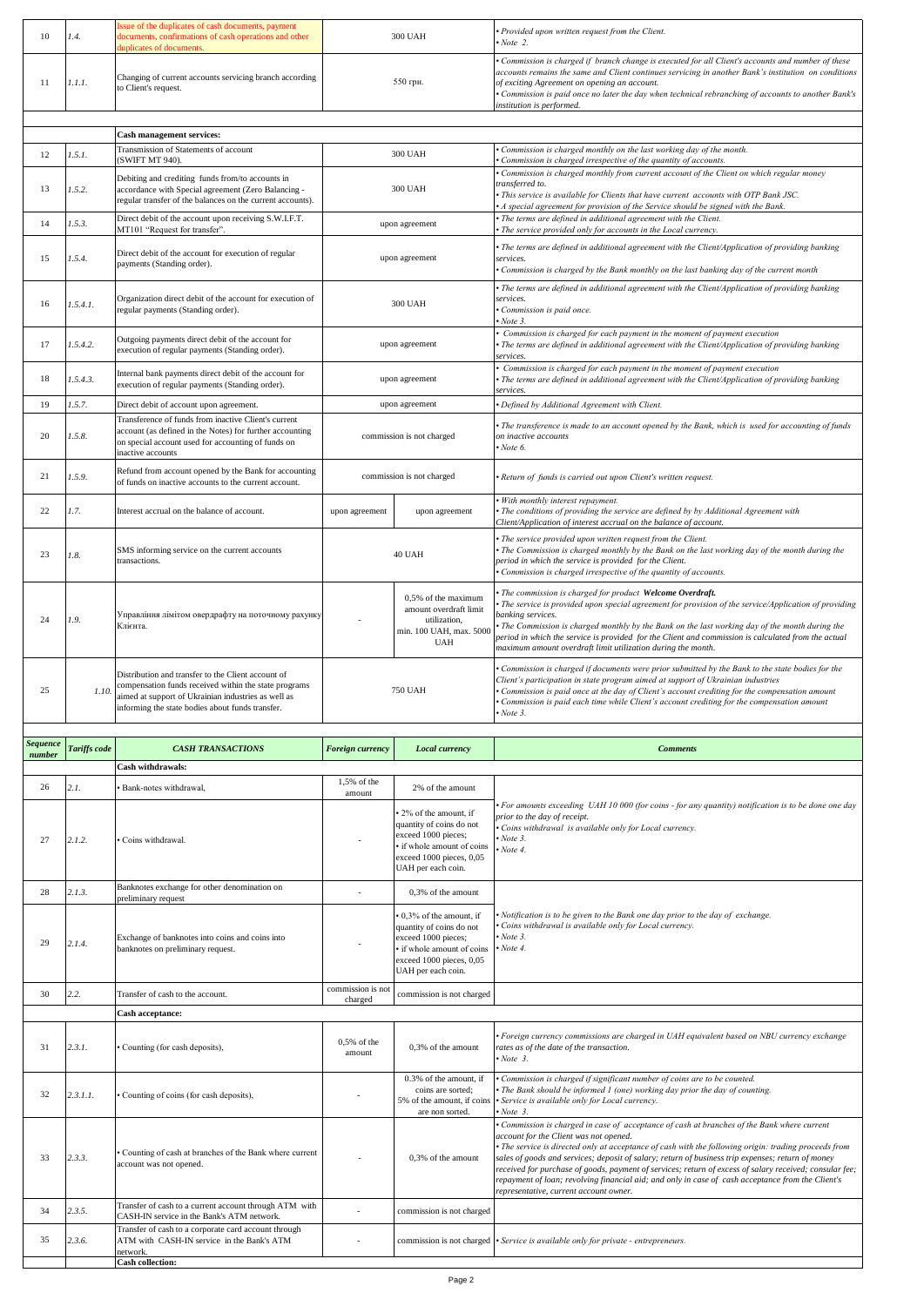| | | | | | |
|---|---|---|---|---|---|
| 10 | *1.4.* | Issue of the duplicates of cash documents, payment documents, confirmations of cash operations and other duplicates of documents. | 300 UAH | | • *Provided upon written request from the Client.* • *Note 2.* |
| 11 | *1.1.1.* | Changing of current accounts servicing branch according to Client's request. | 550 грн. | | • *Commission is charged if branch change is executed for all Client's accounts and number of these accounts remains the same and Client continues servicing in another Bank's institution on conditions of exciting Agreement on opening an account.* • *Commission is paid once no later the day when technical rebranching of accounts to another Bank's institution is performed.* |
| | | **Cash management services:** | | | |
| 12 | *1.5.1.* | Transmission of Statements of account (SWIFT MT 940). | 300 UAH | | • *Commission is charged monthly on the last working day of the month.* • *Commission is charged irrespective of the quantity of accounts.* |
| 13 | *1.5.2.* | Debiting and crediting funds from/to accounts in accordance with Special agreement (Zero Balancing - regular transfer of the balances on the current accounts). | 300 UAH | | • *Commission is charged monthly from current account of the Client on which regular money transferred to.* • *This service is available for Clients that have current accounts with OTP Bank JSC.* • *A special agreement for provision of the Service should be signed with the Bank.* |
| 14 | *1.5.3.* | Direct debit of the account upon receiving S.W.I.F.T. MT101 "Request for transfer". | upon agreement | | • *The terms are defined in additional agreement with the Client.* • *The service provided only for accounts in the Local currency.* |
| 15 | *1.5.4.* | Direct debit of the account for execution of regular payments (Standing order). | upon agreement | | • *The terms are defined in additional agreement with the Client/Application of providing banking services.* • *Commission is charged by the Bank monthly on the last banking day of the current month* |
| 16 | *1.5.4.1.* | Organization direct debit of the account for execution of regular payments (Standing order). | 300 UAH | | • *The terms are defined in additional agreement with the Client/Application of providing banking services.* • *Commission is paid once.* • *Note 3.* |
| 17 | *1.5.4.2.* | Outgoing payments direct debit of the account for execution of regular payments (Standing order). | upon agreement | | • *Commission is charged for each payment in the moment of payment execution* • *The terms are defined in additional agreement with the Client/Application of providing banking services.* |
| 18 | *1.5.4.3.* | Internal bank payments direct debit of the account for execution of regular payments (Standing order). | upon agreement | | • *Commission is charged for each payment in the moment of payment execution* • *The terms are defined in additional agreement with the Client/Application of providing banking services.* |
| 19 | *1.5.7.* | Direct debit of account upon agreement. | upon agreement | | • *Defined by Additional Agreement with Client.* |
| 20 | *1.5.8.* | Transference of funds from inactive Client's current account (as defined in the Notes) for further accounting on special account used for accounting of funds on inactive accounts | commission is not charged | | • *The transference is made to an account opened by the Bank, which is used for accounting of funds on inactive accounts* • *Note 6.* |
| 21 | *1.5.9.* | Refund from account opened by the Bank for accounting of funds on inactive accounts to the current account. | commission is not charged | | • *Return of funds is carried out upon Client's written request.* |
| 22 | *1.7.* | Interest accrual on the balance of account. | upon agreement | upon agreement | • *With monthly interest repayment.* • *The conditions of providing the service are defined by by Additional Agreement with Client/Application of interest accrual on the balance of account.* |
| 23 | *1.8.* | SMS informing service on the current accounts transactions. | 40 UAH | | • *The service provided upon written request from the Client.* • *The Commission is charged monthly by the Bank on the last working day of the month during the period in which the service is provided for the Client.* • *Commission is charged irrespective of the quantity of accounts.* |
| 24 | *1.9.* | Управління лімітом овердрафту на поточному рахунку Клієнта. | - | 0,5% of the maximum amount overdraft limit utilization, min. 100 UAH, max. 5000 UAH | • *The commission is charged for product **Welcome Overdraft.*** • *The service is provided upon special agreement for provision of the service/Application of providing banking services.* • *The Commission is charged monthly by the Bank on the last working day of the month during the period in which the service is provided for the Client and commission is calculated from the actual maximum amount overdraft limit utilization during the month.* |
| 25 | *1.10.* | Distribution and transfer to the Client account of compensation funds received within the state programs aimed at support of Ukrainian industries as well as informing the state bodies about funds transfer. | 750 UAH | | • *Commission is charged if documents were prior submitted by the Bank to the state bodies for the Client's participation in state program aimed at support of Ukrainian industries* • *Commission is paid once at the day of Client's account crediting for the compensation amount* • *Commission is paid each time while Client's account crediting for the compensation amount* • *Note 3.* |
| ***Sequence number*** | ***Tariffs code*** | ***CASH TRANSACTIONS*** | ***Foreign currency*** | ***Local currency*** | ***Comments*** |
| | | **Cash withdrawals:** | | | |
| 26 | *2.1.* | • Bank-notes withdrawal, | 1,5% of the amount | 2% of the amount | • *For amounts exceeding UAH 10 000 (for coins - for any quantity) notification is to be done one day prior to the day of receipt.* • *Coins withdrawal is available only for Local currency.* • *Note 3.* • *Note 4.* |
| 27 | *2.1.2.* | • Coins withdrawal. | - | • 2% of the amount, if quantity of coins do not exceed 1000 pieces; • if whole amount of coins exceed 1000 pieces, 0,05 UAH per each coin. | |
| 28 | *2.1.3.* | Banknotes exchange for other denomination on preliminary request | - | 0,3% of the amount | |
| 29 | *2.1.4.* | Exchange of banknotes into coins and coins into banknotes on preliminary request. | - | • 0,3% of the amount, if quantity of coins do not exceed 1000 pieces; • if whole amount of coins exceed 1000 pieces, 0,05 UAH per each coin. | • *Notification is to be given to the Bank one day prior to the day of exchange.* • *Coins withdrawal is available only for Local currency.* • *Note 3.* • *Note 4.* |
| 30 | *2.2.* | Transfer of cash to the account. | commission is not charged | commission is not charged | |
| | | **Cash acceptance:** | | | |
| 31 | *2.3.1.* | • Counting (for cash deposits), | 0,5% of the amount | 0,3% of the amount | • *Foreign currency commissions are charged in UAH equivalent based on NBU currency exchange rates as of the date of the transaction.* • *Note 3.* |
| 32 | *2.3.1.1.* | • Counting of coins (for cash deposits), | - | 0.3% of the amount, if coins are sorted; 5% of the amount, if coins are non sorted. | • *Commission is charged if significant number of coins are to be counted.* • *The Bank should be informed 1 (one) working day prior the day of counting.* • *Service is available only for Local currency.* • *Note 3.* |
| 33 | *2.3.3.* | • Counting of cash at branches of the Bank where current account was not opened. | - | 0,3% of the amount | • *Commission is charged in case of acceptance of cash at branches of the Bank where current account for the Client was not opened.* • *The service is directed only at acceptance of cash with the following origin: trading proceeds from sales of goods and services; deposit of salary; return of business trip expenses; return of money received for purchase of goods, payment of services; return of excess of salary received; consular fee; repayment of loan; revolving financial aid; and only in case of cash acceptance from the Client's representative, current account owner.* |
| 34 | *2.3.5.* | Transfer of cash to a current account through ATM with CASH-IN service in the Bank's ATM network. | - | commission is not charged | |
| 35 | *2.3.6.* | Transfer of cash to a corporate card account through ATM with CASH-IN service in the Bank's ATM network. | - | commission is not charged | • *Service is available only for private - entrepreneurs.* |
| | | **Cash collection:** | | | |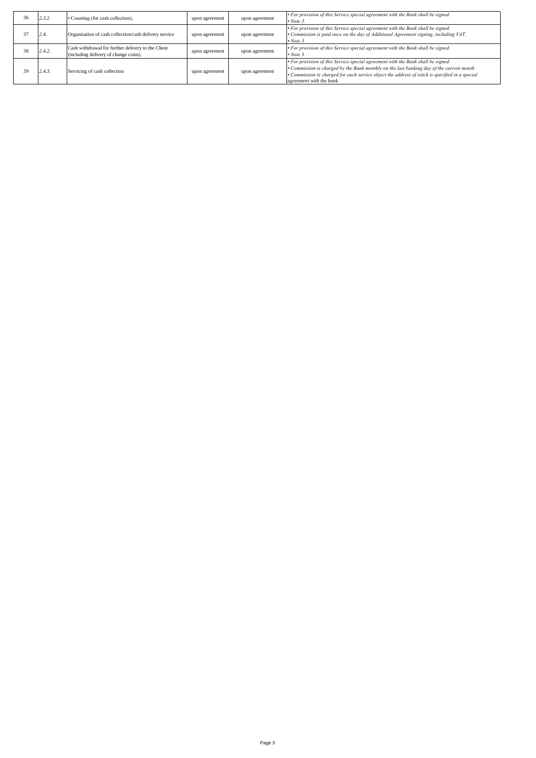| 36 | 2.3.2. | • Counting (for cash collection), | upon agreement | upon agreement | *• For provision of this Service special agreement with the Bank shall be signed.*<br>*• Note 3.* |
|---|---|---|---|---|---|
| 37 | 2.4. | Organization of cash collection/cash delivery service | upon agreement | upon agreement | *• For provision of this Service special agreement with the Bank shall be signed.*<br>*• Commission is paid once on the day of Additional Agreement signing, including VAT.*<br>*• Note 3.* |
| 38 | 2.4.2. | Cash withdrawal for further delivery to the Client (including delivery of change coins). | upon agreement | upon agreement | *• For provision of this Service special agreement with the Bank shall be signed.*<br>*• Note 3.* |
| 39 | 2.4.3. | Servicing of cash collection | upon agreement | upon agreement | *• For provision of this Service special agreement with the Bank shall be signed.*<br>*• Commission is charged by the Bank monthly on the last banking day of the current month*<br>*• Commission is charged for each service object the address of witch is specified in a special agreement with the bank* |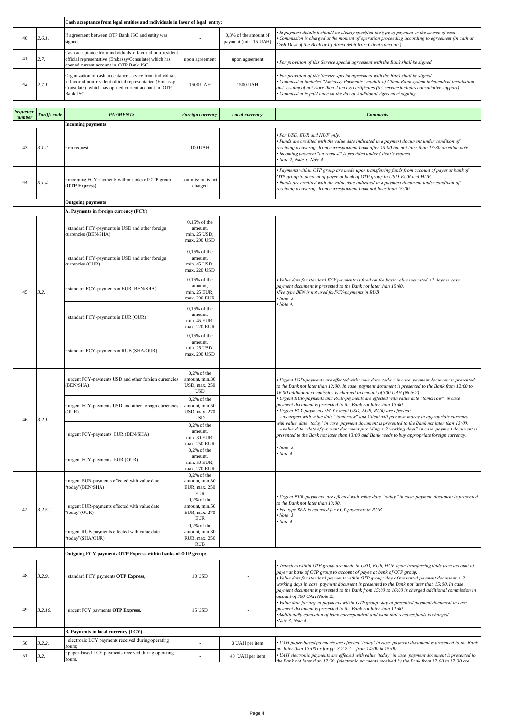| | | Cash acceptance from legal entities and individuals in favor of legal entity: | | | |
|---|---|---|---|---|---|
| 40 | *2.6.1.* | If agreement between OTP Bank JSC and entity was signed. | - | 0,3% of the amount of payment (min. 15 UAH) | *• In payment details it should be clearly specified the type of payment or the source of cash. • Commission is charged at the moment of operation proceeding according to agreement (in cash at Cash Desk of the Bank or by direct debit from Client's account).* |
| 41 | *2.7.* | Cash acceptance from individuals in favor of non-resident official representative (Embassy/Consulate) which has opened current account in OTP Bank JSC | upon agreement | upon agreement | *• For provision of this Service special agreement with the Bank shall be signed.* |
| 42 | *2.7.1.* | Organization of cash acceptance service from individuals in favor of non-resident official representative (Embassy Consulate) which has opened current account in OTP Bank JSC | 1500 UAH | 1500 UAH | *• For provision of this Service special agreement with the Bank shall be signed. • Commission includes "Embassy Payments" module of Client-Bank system independent installation and issuing of not more than 2 access certificates (the service includes consultative support). • Commission is paid once on the day of Additional Agreement signing.* |

| ***Sequence number*** | ***Tariffs code*** | ***PAYMENTS*** | ***Foreign currency*** | ***Local currency*** | ***Comments*** |
|---|---|---|---|---|---|
| | | **Incoming payments** | | | |
| 43 | *3.1.2.* | • on request, | 100 UAH | - | *• For USD, EUR and HUF only. • Funds are credited with the value date indicated in a payment document under condition of receiving a coverage from correspondent bank after 15:00 but not later than 17:30 on value date. • Incoming payment "on request" is provided under Client's request. • Note 2, Note 3, Note 4.* |
| 44 | *3.1.4.* | • incoming FCY payments within banks of OTP group (**OTP Express**). | commission is not charged | - | *• Payments within OTP group are made upon transferring funds from account of payer at bank of OTP group to account of payee at bank of OTP group in USD, EUR and HUF. • Funds are credited with the value date indicated in a payment document under condition of receiving a coverage from correspondent bank not later than 15:00.* |
| | | **Outgoing payments** | | | |
| | | **A. Payments in foreign currency (FCY)** | | | |
| 45 | *3.2.* | • standard FCY-payments in USD and other foreign currencies (BEN/SHA) | 0,15% of the amount, min. 25 USD; max. 200 USD | | *• Value date for standard FCY payments is fixed on the basis value indicated +2 days in case payment document is presented to the Bank not later than 15:00. •Fee type BEN is not used forFCY-payments in RUB • Note 3. • Note 4.* |
| | | • standard FCY-payments in USD and other foreign currencies (OUR) | 0,15% of the amount, min. 45 USD; max. 220 USD | | |
| | | • standard FCY-payments in EUR (BEN/SHA) | 0,15% of the amount, min. 25 EUR; max. 200 EUR | | |
| | | • standard FCY-payments in EUR (OUR) | 0,15% of the amount, min. 45 EUR; max. 220 EUR | | |
| | | • standard FCY-payments in RUB (SHA/OUR) | 0,15% of the amount, min. 25 USD; max. 200 USD | - | |
| 46 | *3.2.1.* | • urgent FCY-payments USD and other foreign currencies (BEN/SHA) | 0,2% of the amount, min.30 USD, max. 250 USD | | *• Urgent USD-payments are effected with value date 'today' in case payment document is presented to the Bank not later than 12:00. In case payment document is presented to the Bank from 12:00 to 16:00 additional commission is charged in amount of 300 UAH (Note 2). • Urgent EUR-payments and RUB-payments are effected with value date "tomorrow" in case payment document is presented to the Bank not later than 13:00. • Urgent FCY-payments (FCY except USD, EUR, RUB) are effected: - as urgent with value date "tomorrow" and Client will pay own money in appropriate currency with value date 'today' in case payment document is presented to the Bank not later than 13:00. - value date "date of payment document providing + 2 working days" in case payment document is presented to the Bank not later than 13:00 and Bank needs to buy appropriate foreign currency. • Note 3. • Note 4.* |
| | | • urgent FCY-payments USD and other foreign currencies (OUR) | 0,2% of the amount, min.50 USD, max. 270 USD | | |
| | | • urgent FCY-payments EUR (BEN/SHA) | 0,2% of the amount, min. 30 EUR; max. 250 EUR | | |
| | | • urgent FCY-payments EUR (OUR) | 0,2% of the amount, min. 50 EUR; max. 270 EUR | | |
| 47 | *3.2.5.1.* | • urgent EUR-payments effected with value date "today"(BEN/SHA) | 0,2% of the amount, min.30 EUR, max. 250 EUR | | *• Urgent EUR-payments are effected with value date "today" in case payment document is presented to the Bank not later than 13:00. • Fee type BEN is not used for FCY-payments in RUB • Note 3. • Note 4.* |
| | | • urgent EUR-payments effected with value date "today"(OUR) | 0,2% of the amount, min.50 EUR, max. 270 EUR | | |
| | | • urgent RUB-payments effected with value date "today"(SHA/OUR) | 0,2% of the amount, min.30 RUB, max. 250 RUB | | |
| | | **Outgoing FCY payments OTP Express within banks of OTP group:** | | | |
| 48 | *3.2.9.* | • standard FCY payments **OTP Express,** | 10 USD | - | *• Transfers within OTP group are made in USD, EUR, HUF upon transferring finds from account of payer at bank of OTP group to account of payee at bank of OTP group. • Value date for standard payments within OTP group: day of presented payment document + 2 working days in case payment document is presented to the Bank not later than 15:00. In case payment document is presented to the Bank from 15:00 to 16:00 is charged additional commission in amount of 300 UAH (Note 2). • Value date for urgent payments within OTP group: day of presented payment document in case payment document is presented to the Bank not later than 11:00. •Additionally comission of bank correspondent and bank that receives funds is charged •Note 3, Note 4.* |
| 49 | *3.2.10.* | • urgent FCY payments **OTP Express.** | 15 USD | - | |
| | | **B. Payments in local currency (LCY)** | | | |
| 50 | *3.2.2.* | • electronic LCY payments received during operating hours; | - | 3 UAH per item | *• UAH paper-based payments are effected 'today' in case payment document is presented to the Bank not later than 13:00 or for pp. 3.2.2.2. - from 14:00 to 15:00. • UAH electronic payments are effected with value 'today' in case payment document is presented to the Bank not later than 17:30 (electronic payments received by the Bank from 17:00 to 17:30 are* |
| 51 | *3.2.* | • paper-based LCY payments received during operating hours. | - | 40 UAH per item | |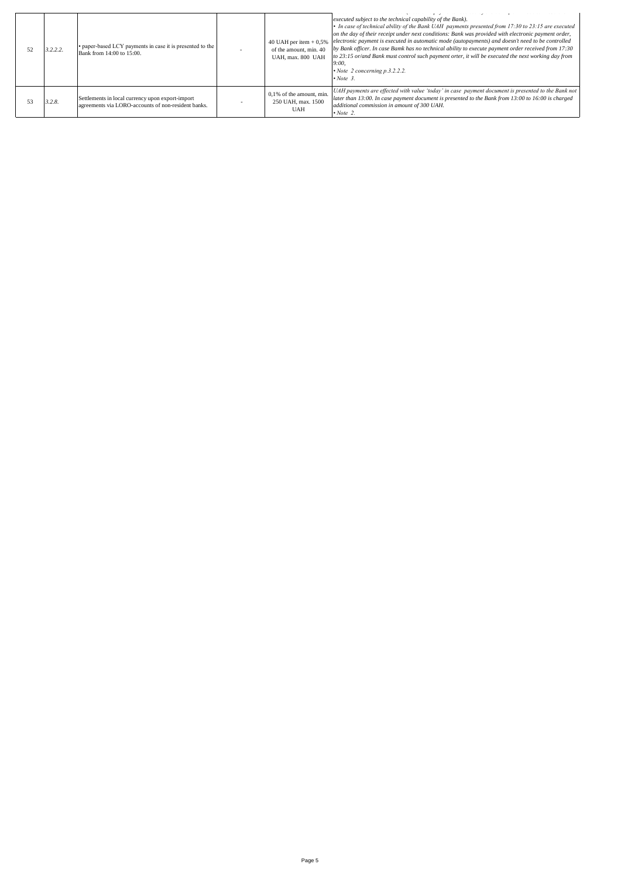| | | | | | |
|---|---|---|---|---|---|
| 52 | *3.2.2.2.* | • paper-based LCY payments in case it is presented to the Bank from 14:00 to 15:00. | - | 40 UAH per item + 0,5% of the amount, min. 40 UAH, max. 800 UAH | *executed subject to the technical capability of the Bank).*<br>*• In case of technical ability of the Bank UAH payments presented from 17:30 to 23:15 are executed on the day of their receipt under next conditions: Bank was provided with electronic payment order, electronic payment is executed in automatic mode (autopayments) and doesn't need to be controlled by Bank officer. In case Bamk has no technical ability to execute payment order received from 17:30 to 23:15 or/and Bank must control such payment orter, it will be executed the next working day from 9:00,*<br>*• Note 2 concerning p.3.2.2.2.*<br>*• Note 3.* |
| 53 | *3.2.8.* | Settlements in local currency upon export-import agreements via LORO-accounts of non-resident banks. | - | 0,1% of the amount, min. 250 UAH, max. 1500 UAH | *UAH payments are effected with value 'today' in case payment document is presented to the Bank not later than 13:00. In case payment document is presented to the Bank from 13:00 to 16:00 is charged additional commission in amount of 300 UAH.*<br>*• Note 2.* |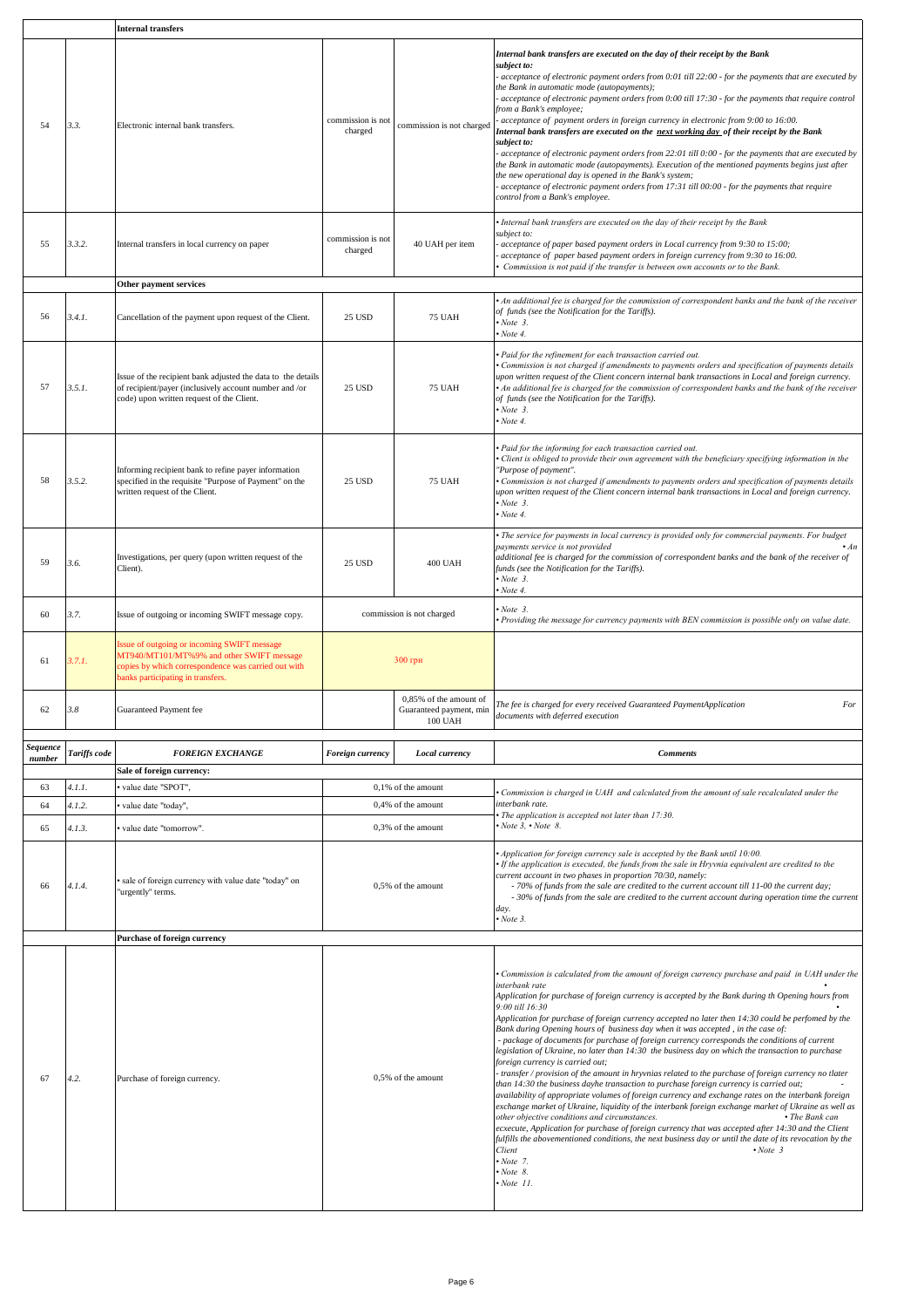| | | Internal transfers | | | |
|---|---|---|---|---|---|
| 54 | 3.3. | Electronic internal bank transfers. | commission is not charged | commission is not charged | *Internal bank transfers are executed on the day of their receipt by the Bank subject to:* <br>*- acceptance of electronic payment orders from 0:01 till 22:00 - for the payments that are executed by the Bank in automatic mode (autopayments);* <br>*- acceptance of electronic payment orders from 0:00 till 17:30 - for the payments that require control from a Bank's employee;* <br>*- acceptance of payment orders in foreign currency in electronic from 9:00 to 16:00.* <br>*Internal bank transfers are executed on the next working day of their receipt by the Bank subject to:* <br>*- acceptance of electronic payment orders from 22:01 till 0:00 - for the payments that are executed by the Bank in automatic mode (autopayments). Execution of the mentioned payments begins just after the new operational day is opened in the Bank's system;* <br>*- acceptance of electronic payment orders from 17:31 till 00:00 - for the payments that require control from a Bank's employee.* |
| 55 | 3.3.2. | Internal transfers in local currency on paper | commission is not charged | 40 UAH per item | *• Internal bank transfers are executed on the day of their receipt by the Bank subject to:* <br>*- acceptance of paper based payment orders in Local currency from 9:30 to 15:00;* <br>*- acceptance of paper based payment orders in foreign currency from 9:30 to 16:00.* <br>*• Commission is not paid if the transfer is between own accounts or to the Bank.* |
| | | Other payment services | | | |
| 56 | 3.4.1. | Cancellation of the payment upon request of the Client. | 25 USD | 75 UAH | *• An additional fee is charged for the commission of correspondent banks and the bank of the receiver of funds (see the Notification for the Tariffs).* <br>*• Note 3.* <br>*• Note 4.* |
| 57 | 3.5.1. | Issue of the recipient bank adjusted the data to the details of recipient/payer (inclusively account number and /or code) upon written request of the Client. | 25 USD | 75 UAH | *• Paid for the refinement for each transaction carried out.* <br>*• Commission is not charged if amendments to payments orders and specification of payments details upon written request of the Client concern internal bank transactions in Local and foreign currency.* <br>*• An additional fee is charged for the commission of correspondent banks and the bank of the receiver of funds (see the Notification for the Tariffs).* <br>*• Note 3.* <br>*• Note 4.* |
| 58 | 3.5.2. | Informing recipient bank to refine payer information specified in the requisite "Purpose of Payment" on the written request of the Client. | 25 USD | 75 UAH | *• Paid for the informing for each transaction carried out.* <br>*• Client is obliged to provide their own agreement with the beneficiary specifying information in the "Purpose of payment".* <br>*• Commission is not charged if amendments to payments orders and specification of payments details upon written request of the Client concern internal bank transactions in Local and foreign currency.* <br>*• Note 3.* <br>*• Note 4.* |
| 59 | 3.6. | Investigations, per query (upon written request of the Client). | 25 USD | 400 UAH | *• The service for payments in local currency is provided only for commercial payments. For budget payments service is not provided • An additional fee is charged for the commission of correspondent banks and the bank of the receiver of funds (see the Notification for the Tariffs).* <br>*• Note 3.* <br>*• Note 4.* |
| 60 | 3.7. | Issue of outgoing or incoming SWIFT message copy. | commission is not charged | | *• Note 3.* <br>*• Providing the message for currency payments with BEN commission is possible only on value date.* |
| 61 | 3.7.1. | Issue of outgoing or incoming SWIFT message MT940/MT101/MT%9% and other SWIFT message copies by which correspondence was carried out with banks participating in transfers. | 300 грн | | |
| 62 | 3.8 | Guaranteed Payment fee | | 0,85% of the amount of Guaranteed payment, min 100 UAH | *The fee is charged for every received Guaranteed PaymentApplication For documents with deferred execution* |
| **Sequence number** | **Tariffs code** | **FOREIGN EXCHANGE** | **Foreign currency** | **Local currency** | **Comments** |
| | | Sale of foreign currency: | | | |
| 63 | 4.1.1. | • value date "SPOT", | 0,1% of the amount | | *• Commission is charged in UAH and calculated from the amount of sale recalculated under the interbank rate.* <br>*• The application is accepted not later than 17:30.* <br>*• Note 3, • Note 8.* |
| 64 | 4.1.2. | • value date "today", | 0,4% of the amount | | |
| 65 | 4.1.3. | • value date "tomorrow". | 0,3% of the amount | | |
| 66 | 4.1.4. | • sale of foreign currency with value date "today" on "urgently" terms. | 0,5% of the amount | | *• Application for foreign currency sale is accepted by the Bank until 10:00.* <br>*• If the application is executed, the funds from the sale in Hryvnia equivalent are credited to the current account in two phases in proportion 70/30, namely:* <br>*- 70% of funds from the sale are credited to the current account till 11-00 the current day;* <br>*- 30% of funds from the sale are credited to the current account during operation time the current day.* <br>*• Note 3.* |
| | | Purchase of foreign currency | | | |
| 67 | 4.2. | Purchase of foreign currency. | 0,5% of the amount | | *• Commission is calculated from the amount of foreign currency purchase and paid in UAH under the interbank rate •* <br>*Application for purchase of foreign currency is accepted by the Bank during th Opening hours from 9:00 till 16:30 •* <br>*Application for purchase of foreign currency accepted no later then 14:30 could be perfomed by the Bank during Opening hours of business day when it was accepted , in the case of:* <br>*- package of documents for purchase of foreign currency corresponds the conditions of current legislation of Ukraine, no later than 14:30 the business day on which the transaction to purchase foreign currency is carried out;* <br>*- transfer / provision of the amount in hryvnias related to the purchase of foreign currency no tlater than 14:30 the business dayhe transaction to purchase foreign currency is carried out; -* <br>*availability of appropriate volumes of foreign currency and exchange rates on the interbank foreign exchange market of Ukraine, liquidity of the interbank foreign exchange market of Ukraine as well as other objective conditions and circumstances. • The Bank can ecxecute, Application for purchase of foreign currency that was accepted after 14:30 and the Client fulfills the abovementioned conditions, the next business day or until the date of its revocation by the Client • Note 3* <br>*• Note 7.* <br>*• Note 8.* <br>*• Note 11.* |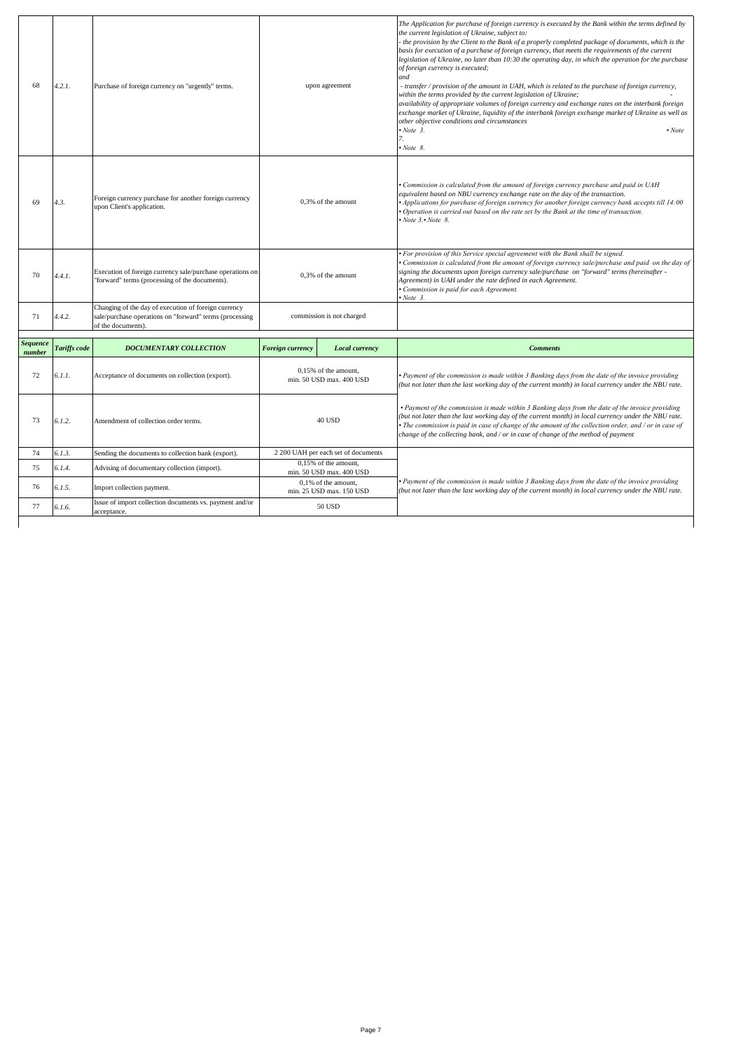| | | | | | |
|---|---|---|---|---|---|
| 68 | 4.2.1. | Purchase of foreign currency on "urgently" terms. | upon agreement | | *The Application for purchase of foreign currency is executed by the Bank within the terms defined by the current legislation of Ukraine, subject to:*<br>*- the provision by the Client to the Bank of a properly completed package of documents, which is the basis for execution of a purchase of foreign currency, that meets the requirements of the current legislation of Ukraine, no later than 10:30 the operating day, in which the operation for the purchase of foreign currency is executed;*<br>*and*<br>*- transfer / provision of the amount in UAH, which is related to the purchase of foreign currency, within the terms provided by the current legislation of Ukraine; - availability of appropriate volumes of foreign currency and exchange rates on the interbank foreign exchange market of Ukraine, liquidity of the interbank foreign exchange market of Ukraine as well as other objective conditions and circumstances*<br>*• Note 3. • Note 7.*<br>*• Note 8.* |
| 69 | 4.3. | Foreign currency purchase for another foreign currency upon Client's application. | 0,3% of the amount | | *• Commission is calculated from the amount of foreign currency purchase and paid in UAH equivalent based on NBU currency exchange rate on the day of the transaction.*<br>*• Applications for purchase of foreign currency for another foreign currency bank accepts till 14:00*<br>*• Operation is carried out based on the rate set by the Bank at the time of transaction.*<br>*• Note 3.• Note 8.* |
| 70 | 4.4.1. | Execution of foreign currency sale/purchase operations on "forward" terms (processing of the documents). | 0,3% of the amount | | *• For provision of this Service special agreement with the Bank shall be signed.*<br>*• Commission is calculated from the amount of foreign currency sale/purchase and paid on the day of signing the documents upon foreign currency sale/purchase on "forward" terms (hereinafter - Agreement) in UAH under the rate defined in each Agreement.*<br>*• Commission is paid for each Agreement.*<br>*• Note 3.* |
| 71 | 4.4.2. | Changing of the day of execution of foreign currency sale/purchase operations on "forward" terms (processing of the documents). | commission is not charged | | |
| ***Sequence number*** | ***Tariffs code*** | ***DOCUMENTARY COLLECTION*** | ***Foreign currency*** | ***Local currency*** | ***Comments*** |
| 72 | 6.1.1. | Acceptance of documents on collection (export). | 0,15% of the amount, min. 50 USD max. 400 USD | | *• Payment of the commission is made within 3 Banking days from the date of the invoice providing (but not later than the last working day of the current month) in local currency under the NBU rate.* |
| 73 | 6.1.2. | Amendment of collection order terms. | 40 USD | | *• Payment of the commission is made within 3 Banking days from the date of the invoice providing (but not later than the last working day of the current month) in local currency under the NBU rate.*<br>*• The commission is paid in case of change of the amount of the collection order, and / or in case of change of the collecting bank, and / or in case of change of the method of payment* |
| 74 | 6.1.3. | Sending the documents to collection bank (export). | 2 200 UAH per each set of documents | | |
| 75 | 6.1.4. | Advising of documentary collection (import). | 0,15% of the amount, min. 50 USD max. 400 USD | | *• Payment of the commission is made within 3 Banking days from the date of the invoice providing (but not later than the last working day of the current month) in local currency under the NBU rate.* |
| 76 | 6.1.5. | Import collection payment. | 0,1% of the amount, min. 25 USD max. 150 USD | | |
| 77 | 6.1.6. | Issue of import collection documents vs. payment and/or acceptance. | 50 USD | | |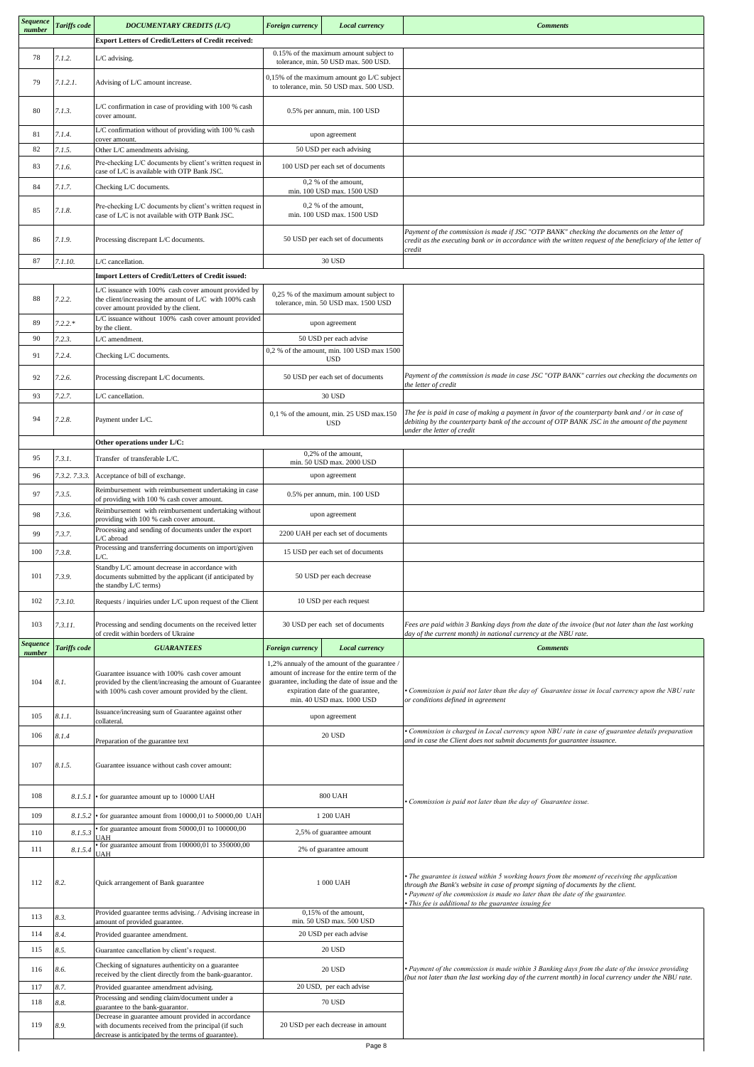| Sequence number | Tariffs code | DOCUMENTARY CREDITS (L/C) | Foreign currency | Local currency | Comments |
|---|---|---|---|---|---|
| | | **Export Letters of Credit/Letters of Credit received:** | | | |
| 78 | 7.1.2. | L/C advising. | 0.15% of the maximum amount subject to tolerance, min. 50 USD max. 500 USD. | | |
| 79 | 7.1.2.1. | Advising of L/C amount increase. | 0,15% of the maximum amount go L/C subject to tolerance, min. 50 USD max. 500 USD. | | |
| 80 | 7.1.3. | L/C confirmation in case of providing with 100 % cash cover amount. | 0.5% per annum, min. 100 USD | | |
| 81 | 7.1.4. | L/C confirmation without of providing with 100 % cash cover amount. | upon agreement | | |
| 82 | 7.1.5. | Other L/C amendments advising. | 50 USD per each advising | | |
| 83 | 7.1.6. | Pre-checking L/C documents by client's written request in case of L/C is available with OTP Bank JSC. | 100 USD per each set of documents | | |
| 84 | 7.1.7. | Checking L/C documents. | 0,2 % of the amount, min. 100 USD max. 1500 USD | | |
| 85 | 7.1.8. | Pre-checking L/C documents by client's written request in case of L/C is not available with OTP Bank JSC. | 0,2 % of the amount, min. 100 USD max. 1500 USD | | |
| 86 | 7.1.9. | Processing discrepant L/C documents. | 50 USD per each set of documents | | *Payment of the commission is made if JSC "OTP BANK" checking the documents on the letter of credit as the executing bank or in accordance with the written request of the beneficiary of the letter of credit* |
| 87 | 7.1.10. | L/C cancellation. | 30 USD | | |
| | | **Import Letters of Credit/Letters of Credit issued:** | | | |
| 88 | 7.2.2. | L/C issuance with 100% cash cover amount provided by the client/increasing the amount of L/C with 100% cash cover amount provided by the client. | 0,25 % of the maximum amount subject to tolerance, min. 50 USD max. 1500 USD | | |
| 89 | 7.2.2.* | L/C issuance without 100% cash cover amount provided by the client. | upon agreement | | |
| 90 | 7.2.3. | L/C amendment. | 50 USD per each advise | | |
| 91 | 7.2.4. | Checking L/C documents. | 0,2 % of the amount, min. 100 USD max 1500 USD | | |
| 92 | 7.2.6. | Processing discrepant L/C documents. | 50 USD per each set of documents | | *Payment of the commission is made in case JSC "OTP BANK" carries out checking the documents on the letter of credit* |
| 93 | 7.2.7. | L/C cancellation. | 30 USD | | |
| 94 | 7.2.8. | Payment under L/C. | 0,1 % of the amount, min. 25 USD max.150 USD | | *The fee is paid in case of making a payment in favor of the counterparty bank and / or in case of debiting by the counterparty bank of the account of OTP BANK JSC in the amount of the payment under the letter of credit* |
| | | **Other operations under L/C:** | | | |
| 95 | 7.3.1. | Transfer of transferable L/C. | 0,2% of the amount, min. 50 USD max. 2000 USD | | |
| 96 | 7.3.2. 7.3.3. | Acceptance of bill of exchange. | upon agreement | | |
| 97 | 7.3.5. | Reimbursement with reimbursement undertaking in case of providing with 100 % cash cover amount. | 0.5% per annum, min. 100 USD | | |
| 98 | 7.3.6. | Reimbursement with reimbursement undertaking without providing with 100 % cash cover amount. | upon agreement | | |
| 99 | 7.3.7. | Processing and sending of documents under the export L/C abroad | 2200 UAH per each set of documents | | |
| 100 | 7.3.8. | Processing and transferring documents on import/given L/C. | 15 USD per each set of documents | | |
| 101 | 7.3.9. | Standby L/C amount decrease in accordance with documents submitted by the applicant (if anticipated by the standby L/C terms) | 50 USD per each decrease | | |
| 102 | 7.3.10. | Requests / inquiries under L/C upon request of the Client | 10 USD per each request | | |
| 103 | 7.3.11. | Processing and sending documents on the received letter of credit within borders of Ukraine | 30 USD per each set of documents | | *Fees are paid within 3 Banking days from the date of the invoice (but not later than the last working day of the current month) in national currency at the NBU rate.* |
| **Sequence number** | **Tariffs code** | **GUARANTEES** | **Foreign currency** | **Local currency** | **Comments** |
| 104 | 8.1. | Guarantee issuance with 100% cash cover amount provided by the client/increasing the amount of Guarantee with 100% cash cover amount provided by the client. | 1,2% annualy of the amount of the guarantee / amount of increase for the entire term of the guarantee, including the date of issue and the expiration date of the guarantee, min. 40 USD max. 1000 USD | | *• Commission is paid not later than the day of Guarantee issue in local currency upon the NBU rate or conditions defined in agreement* |
| 105 | 8.1.1. | Issuance/increasing sum of Guarantee against other collateral. | upon agreement | | |
| 106 | 8.1.4 | Preparation of the guarantee text | 20 USD | | *• Commission is charged in Local currency upon NBU rate in case of guarantee details preparation and in case the Client does not submit documents for guarantee issuance.* |
| 107 | 8.1.5. | Guarantee issuance without cash cover amount: | | | |
| 108 | 8.1.5.1 | • for guarantee amount up to 10000 UAH | 800 UAH | | *• Commission is paid not later than the day of Guarantee issue.* |
| 109 | 8.1.5.2 | • for guarantee amount from 10000,01 to 50000,00 UAH | 1 200 UAH | | |
| 110 | 8.1.5.3 | • for guarantee amount from 50000,01 to 100000,00 UAH | 2,5% of guarantee amount | | |
| 111 | 8.1.5.4 | • for guarantee amount from 100000,01 to 350000,00 UAH | 2% of guarantee amount | | |
| 112 | 8.2. | Quick arrangement of Bank guarantee | 1 000 UAH | | *• The guarantee is issued within 5 working hours from the moment of receiving the application through the Bank's website in case of prompt signing of documents by the client.*<br>*• Payment of the commission is made no later than the date of the guarantee.*<br>*• This fee is additional to the guarantee issuing fee* |
| 113 | 8.3. | Provided guarantee terms advising. / Advising increase in amount of provided guarantee. | 0,15% of the amount, min. 50 USD max. 500 USD | | |
| 114 | 8.4. | Provided guarantee amendment. | 20 USD per each advise | | |
| 115 | 8.5. | Guarantee cancellation by client's request. | 20 USD | | |
| 116 | 8.6. | Checking of signatures authenticity on a guarantee received by the client directly from the bank-guarantor. | 20 USD | | *• Payment of the commission is made within 3 Banking days from the date of the invoice providing (but not later than the last working day of the current month) in local currency under the NBU rate.* |
| 117 | 8.7. | Provided guarantee amendment advising. | 20 USD, per each advise | | |
| 118 | 8.8. | Processing and sending claim/document under a guarantee to the bank-guarantor. | 70 USD | | |
| 119 | 8.9. | Decrease in guarantee amount provided in accordance with documents received from the principal (if such decrease is anticipated by the terms of guarantee). | 20 USD per each decrease in amount | | |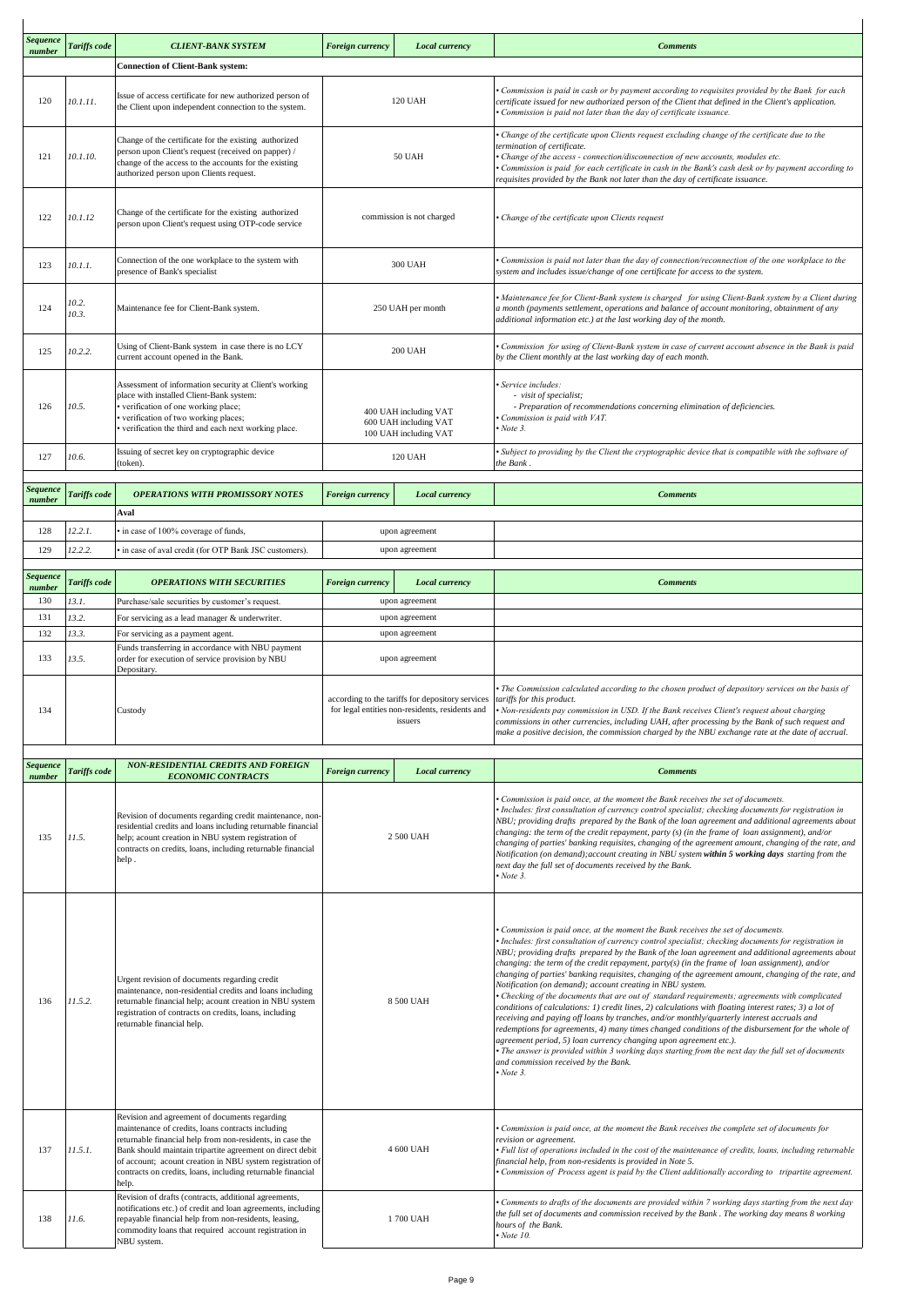| Sequence number | Tariffs code | CLIENT-BANK SYSTEM | Foreign currency | Local currency | Comments |
|---|---|---|---|---|---|
| | | **Connection of Client-Bank system:** | | | |
| 120 | 10.1.11. | Issue of access certificate for new authorized person of the Client upon independent connection to the system. | 120 UAH | | • Commission is paid in cash or by payment according to requisites provided by the Bank for each certificate issued for new authorized person of the Client that defined in the Client's application.<br>• Commission is paid not later than the day of certificate issuance. |
| 121 | 10.1.10. | Change of the certificate for the existing authorized person upon Client's request (received on papper) / change of the access to the accounts for the existing authorized person upon Clients request. | 50 UAH | | • Change of the certificate upon Clients request excluding change of the certificate due to the termination of certificate.<br>• Change of the access - connection/disconnection of new accounts, modules etc.<br>• Commission is paid for each certificate in cash in the Bank's cash desk or by payment according to requisites provided by the Bank not later than the day of certificate issuance. |
| 122 | 10.1.12 | Change of the certificate for the existing authorized person upon Client's request using OTP-code service | commission is not charged | | • Change of the certificate upon Clients request |
| 123 | 10.1.1. | Connection of the one workplace to the system with presence of Bank's specialist | 300 UAH | | • Commission is paid not later than the day of connection/reconnection of the one workplace to the system and includes issue/change of one certificate for access to the system. |
| 124 | 10.2.<br>10.3. | Maintenance fee for Client-Bank system. | 250 UAH per month | | • Maintenance fee for Client-Bank system is charged for using Client-Bank system by a Client during a month (payments settlement, operations and balance of account monitoring, obtainment of any additional information etc.) at the last working day of the month. |
| 125 | 10.2.2. | Using of Client-Bank system in case there is no LCY current account opened in the Bank. | 200 UAH | | • Commission for using of Client-Bank system in case of current account absence in the Bank is paid by the Client monthly at the last working day of each month. |
| 126 | 10.5. | Assessment of information security at Client's working place with installed Client-Bank system:<br>• verification of one working place;<br>• verification of two working places;<br>• verification the third and each next working place. | 400 UAH including VAT<br>600 UAH including VAT<br>100 UAH including VAT | | • Service includes:<br>- visit of specialist;<br>- Preparation of recommendations concerning elimination of deficiencies.<br>• Commission is paid with VAT.<br>• Note 3. |
| 127 | 10.6. | Issuing of secret key on cryptographic device (token). | 120 UAH | | • Subject to providing by the Client the cryptographic device that is compatible with the software of the Bank . |

| Sequence number | Tariffs code | OPERATIONS WITH PROMISSORY NOTES | Foreign currency | Local currency | Comments |
|---|---|---|---|---|---|
| | | **Aval** | | | |
| 128 | 12.2.1. | • in case of 100% coverage of funds, | upon agreement | | |
| 129 | 12.2.2. | • in case of aval credit (for OTP Bank JSC customers). | upon agreement | | |

| Sequence number | Tariffs code | OPERATIONS WITH SECURITIES | Foreign currency | Local currency | Comments |
|---|---|---|---|---|---|
| 130 | 13.1. | Purchase/sale securities by customer's request. | upon agreement | | |
| 131 | 13.2. | For servicing as a lead manager & underwriter. | upon agreement | | |
| 132 | 13.3. | For servicing as a payment agent. | upon agreement | | |
| 133 | 13.5. | Funds transferring in accordance with NBU payment order for execution of service provision by NBU Depositary. | upon agreement | | |
| 134 | | Custody | according to the tariffs for depository services for legal entities non-residents, residents and issuers | | • The Commission calculated according to the chosen product of depository services on the basis of tariffs for this product.<br>• Non-residents pay commission in USD. If the Bank receives Client's request about charging commissions in other currencies, including UAH, after processing by the Bank of such request and make a positive decision, the commission charged by the NBU exchange rate at the date of accrual. |

| Sequence number | Tariffs code | NON-RESIDENTIAL CREDITS AND FOREIGN ECONOMIC CONTRACTS | Foreign currency | Local currency | Comments |
|---|---|---|---|---|---|
| 135 | 11.5. | Revision of documents regarding credit maintenance, non-residential credits and loans including returnable financial help; acount creation in NBU system registration of contracts on credits, loans, including returnable financial help . | 2 500 UAH | | • Commission is paid once, at the moment the Bank receives the set of documents.<br>• Includes: first consultation of currency control specialist; checking documents for registration in NBU; providing drafts prepared by the Bank of the loan agreement and additional agreements about changing: the term of the credit repayment, party (s) (in the frame of loan assignment), and/or changing of parties' banking requisites, changing of the agreement amount, changing of the rate, and Notification (on demand);account creating in NBU system ***within 5 working days*** starting from the next day the full set of documents received by the Bank.<br>• Note 3. |
| 136 | 11.5.2. | Urgent revision of documents regarding credit maintenance, non-residential credits and loans including returnable financial help; acount creation in NBU system registration of contracts on credits, loans, including returnable financial help. | 8 500 UAH | | • Commission is paid once, at the moment the Bank receives the set of documents.<br>• Includes: first consultation of currency control specialist; checking documents for registration in NBU; providing drafts prepared by the Bank of the loan agreement and additional agreements about changing: the term of the credit repayment, party(s) (in the frame of loan assignment), and/or changing of parties' banking requisites, changing of the agreement amount, changing of the rate, and Notification (on demand); account creating in NBU system.<br>• Checking of the documents that are out of standard requirements; agreements with complicated conditions of calculations: 1) credit lines, 2) calculations with floating interest rates; 3) a lot of receiving and paying off loans by tranches, and/or monthly/quarterly interest accruals and redemptions for agreements, 4) many times changed conditions of the disbursement for the whole of agreement period, 5) loan currency changing upon agreement etc.).<br>• The answer is provided within 3 working days starting from the next day the full set of documents and commission received by the Bank.<br>• Note 3. |
| 137 | 11.5.1. | Revision and agreement of documents regarding maintenance of credits, loans contracts including returnable financial help from non-residents, in case the Bank should maintain tripartite agreement on direct debit of account; acount creation in NBU system registration of contracts on credits, loans, including returnable financial help. | 4 600 UAH | | • Commission is paid once, at the moment the Bank receives the complete set of documents for revision or agreement.<br>• Full list of operations included in the cost of the maintenance of credits, loans, including returnable financial help, from non-residents is provided in Note 5.<br>• Commission of Process agent is paid by the Client additionally according to tripartite agreement. |
| 138 | 11.6. | Revision of drafts (contracts, additional agreements, notifications etc.) of credit and loan agreements, including repayable financial help from non-residents, leasing, commodity loans that required account registration in NBU system. | 1 700 UAH | | • Comments to drafts of the documents are provided within 7 working days starting from the next day the full set of documents and commission received by the Bank . The working day means 8 working hours of the Bank.<br>• Note 10. |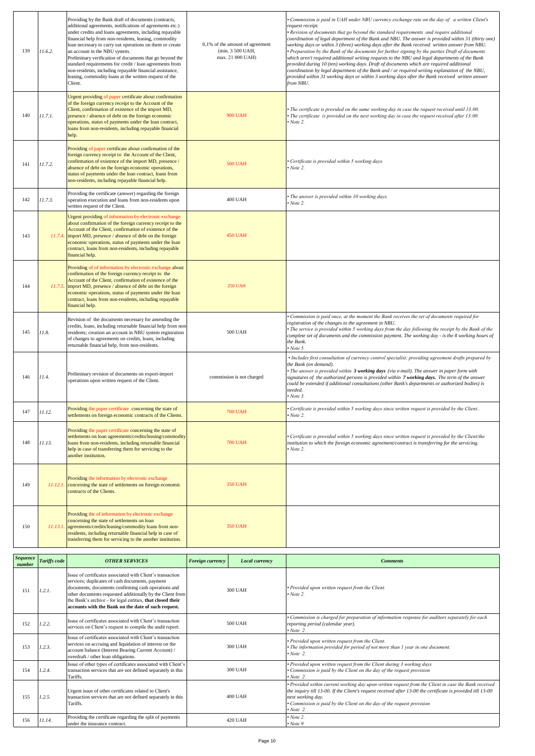| 139 | 11.6.2. | Providing by the Bank draft of documents (contracts, additional agreements, notifications of agreements etc.) under credits and loans agreements, including repayable financial help from non-residents, leasing, commodity loan necessary to carry out operations on them or create an account in the NBU system. Preliminary verification of documents that go beyond the standard requirements for credit / loan agreements from non-residents, including repayable financial assistance, leasing, commodity loans at the written request of the Client. | 0,1% of the amount of agreement (min. 3 500 UAH, max. 21 000 UAH) | *• Commission is paid in UAH under NBU currency exchange rate on the day of a written Client's request receipt. • Revision of documents that go beyond the standard requirements and require additional coordination of legal department of the Bank and NBU. The answer is provided within 31 (thirty one) working days or within 3 (three) working days after the Bank received written answer from NBU. • Preparation by the Bank of the documents for further signing by the parties Draft of documents which aren't required additional writing requests to the NBU and legal departments of the Bank provided during 10 (ten) working days. Draft of documents which are required additional coordination by legal department of the Bank and / or required writing explanation of the NBU, provided within 31 working days or within 3 working days after the Bank received written answer from NBU.* |
|---|---|---|---|---|
| 140 | 11.7.1. | Urgent providing of paper certificate about confirmation of the foreign currency receipt to the Account of the Client, confirmation of existence of the import MD, presence / absence of debt on the foreign economic operations, status of payments under the loan contract, loans from non-residents, including repayable financial help. | 900 UAH | *• The certificate is provided on the same working day in case the request received until 13:00. • The certificate is provided on the next working day in case the request received after 13:00. • Note 2.* |
| 141 | 11.7.2. | Providing of paper certificate about confirmation of the foreign currency receipt to the Account of the Client, confirmation of existence of the import MD, presence / absence of debt on the foreign economic operations, status of payments under the loan contract, loans from non-residents, including repayable financial help. | 500 UAH | *• Certificate is provided within 5 working days. • Note 2.* |
| 142 | 11.7.3. | Providing the certificate (answer) regarding the foreign operation execution and loans from non-residents upon written request of the Client. | 400 UAH | *• The answer is provided within 10 working days. • Note 2.* |
| 143 | 11.7.4. | Urgent providing of information by electronic exchange about confirmation of the foreign currency receipt to the Account of the Client, confirmation of existence of the import MD, presence / absence of debt on the foreign economic operations, status of payments under the loan contract, loans from non-residents, including repayable financial help. | 450 UAH | |
| 144 | 11.7.5. | Providing of of information by electronic exchange about confirmation of the foreign currency receipt to the Account of the Client, confirmation of existence of the import MD, presence / absence of debt on the foreign economic operations, status of payments under the loan contract, loans from non-residents, including repayable financial help. | 250 UAH | |
| 145 | 11.8. | Revision of the documents necessary for amending the credits, loans, including returnable financial help from non-residents; creation an account in NBU system registration of changes to agreements on credits, loans, including returnable financial help, from non-residents. | 500 UAH | *• Commission is paid once, at the moment the Bank receives the set of documents required for registration of the changes to the agreement in NBU. • The service is provided within 5 working days from the day following the receipt by the Bank of the complete set of documents and the commission payment. The working day - is the 8 working hours of the Bank. • Note 5.* |
| 146 | 11.4. | Preliminary revision of documents on export-import operations upon written request of the Client. | commission is not charged | *• Includes first consultation of currency control specialist; providing agreement drafts prepared by the Bank (on demand). • The answer is provided within **3 working days** (via e-mail). The answer in paper form with signatures of the authorized persons is provided within **7 working days.** The term of the answer could be extended if additional consultations (other Bank's departments or authorized bodies) is needed. • Note 3.* |
| 147 | 11.12. | Providing the paper certificate concerning the state of settlements on foreign economic contracts of the Clients. | 700 UAH | *• Certificate is provided within 5 working days since written request is provided by the Client.. • Note 2.* |
| 148 | 11.13. | Providing the paper certificate concerning the state of settlements on loan agreements/credits/leasing/commodity loans from non-residents, including returnable financial help in case of transferring them for servicing to the another institution. | 700 UAH | *• Certificate is provided within 5 working days since written request is provided by the Client/the institution to which the foreign economic agreement/contract is transferring for the servicing. • Note 2.* |
| 149 | 11.12.1. | Providing the information by electronic exchange concerning the state of settlements on foreign economic contracts of the Clients. | 350 UAH | |
| 150 | 11.13.1. | Providing the of information by electronic exchange concerning the state of settlements on loan agreements/credits/leasing/commodity loans from non-residents, including returnable financial help in case of transferring them for servicing to the another institution. | 350 UAH | |

| *Sequence number* | *Tariffs code* | *OTHER SERVICES* | *Foreign currency* | *Local currency* | *Comments* |
|---|---|---|---|---|---|
| 151 | 1.2.1. | Issue of certificates associated with Client's transaction services; duplicates of cash documents, payment documents, documents confirming cash operations and other documents requested additionally by the Client from the Bank's archive - for legal entities, **that closed their accounts with the Bank on the date of such request.** | 300 UAH | | *• Provided upon written request from the Client. • Note 2.* |
| 152 | 1.2.2. | Issue of certificates associated with Client's transaction services on Client's request to compile the audit report. | 500 UAH | | *• Commission is charged for preparation of information response for auditors separately for each reporting period (calendar year). • Note 2.* |
| 153 | 1.2.3. | Issue of certificates associated with Client's transaction services on accruing and liquidation of interest on the account balance (Interest Bearing Current Account) / overdraft / other loan obligations. | 300 UAH | | *• Provided upon written request from the Client. • The information provided for period of not more than 1 year in one document. • Note 2.* |
| 154 | 1.2.4. | Issue of other types of certificates associated with Client's transaction services that are not defined separately in this Tariffs. | 300 UAH | | *• Provided upon written request from the Client during 3 working days • Commission is paid by the Client on the day of the request provision • Note 2.* |
| 155 | 1.2.5. | Urgent issue of other certificates related to Client's transaction services that are not defined separately in this Tariffs. | 400 UAH | | *• Provided within current working day upon written request from the Client in case the Bank received the inquiry till 13-00. If the Client's request received after 13-00 the certificate is provided till 13-00 next working day. • Commission is paid by the Client on the day of the request provision • Note 2.* |
| 156 | 11.14. | Providing the certificate regarding the split of payments under the insurance contract. | 420 UAH | | *• Note 2. • Note 9.* |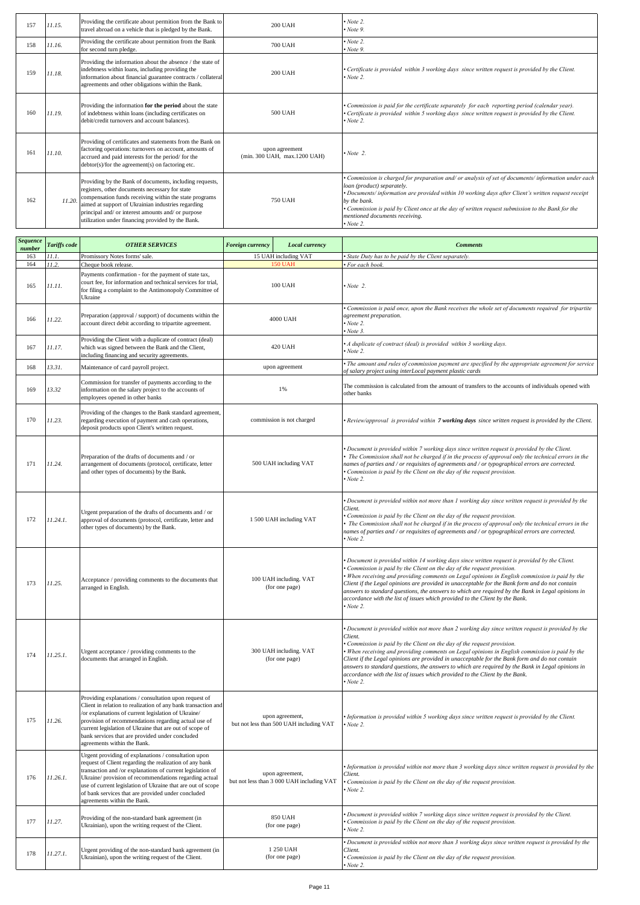| 157 | 11.15. | Providing the certificate about permition from the Bank to travel abroad on a vehicle that is pledged by the Bank. | 200 UAH | • Note 2.<br>• Note 9. |
|---|---|---|---|---|
| 158 | 11.16. | Providing the certificate about permition from the Bank for second turn pledge. | 700 UAH | • Note 2.<br>• Note 9. |
| 159 | 11.18. | Providing the information about the absence / the state of indebtness within loans, including providing the information about financial guarantee contracts / collateral agreements and other obligations within the Bank. | 200 UAH | • Certificate is provided within 3 working days since written request is provided by the Client.<br>• Note 2. |
| 160 | 11.19. | Providing the information **for the period** about the state of indebtness within loans (including certificates on debit/credit turnovers and account balances). | 500 UAH | • Commission is paid for the certificate separately for each reporting period (calendar year).<br>• Certificate is provided within 5 working days since written request is provided by the Client.<br>• Note 2. |
| 161 | 11.10. | Providing of certificates and statements from the Bank on factoring operations: turnovers on account, amounts of accrued and paid interests for the period/ for the debtor(s)/for the agreement(s) on factoring etc. | upon agreement<br>(min. 300 UAH, max.1200 UAH) | • Note 2. |
| 162 | 11.20. | Providing by the Bank of documents, including requests, registers, other documents necessary for state compensation funds receiving within the state programs aimed at support of Ukrainian industries regarding principal and/ or interest amounts and/ or purpose utilization under financing provided by the Bank. | 750 UAH | • Commission is charged for preparation and/ or analysis of set of documents/ information under each loan (product) separately.<br>• Documents/ information are provided within 10 working days after Client's written request receipt by the bank.<br>• Commission is paid by Client once at the day of written request submission to the Bank for the mentioned documents receiving.<br>• Note 2. |

| Sequence number | Tariffs code | OTHER SERVICES | Foreign currency | Local currency | Comments |
|---|---|---|---|---|---|
| 163 | 11.1. | Promissory Notes forms' sale. | 15 UAH including VAT | | • State Duty has to be paid by the Client separately. |
| 164 | 11.2. | Cheque book release. | 150 UAH | | • For each book. |
| 165 | 11.11. | Payments confirmation - for the payment of state tax, court fee, for information and technical services for trial, for filing a complaint to the Antimonopoly Committee of Ukraine | 100 UAH | | • Note 2. |
| 166 | 11.22. | Preparation (approval / support) of documents within the account direct debit according to tripartite agreement. | 4000 UAH | | • Commission is paid once, upon the Bank receives the whole set of documents required for tripartite agreement preparation.<br>• Note 2.<br>• Note 3. |
| 167 | 11.17. | Providing the Client with a duplicate of contract (deal) which was signed between the Bank and the Client, including financing and security agreements. | 420 UAH | | • A duplicate of contract (deal) is provided within 3 working days.<br>• Note 2. |
| 168 | 13.31. | Maintenance of card payroll project. | upon agreement | | • The amount and rules of commission payment are specified by the appropriate agreement for service of salary project using interLocal payment plastic cards |
| 169 | 13.32 | Commission for transfer of payments according to the information on the salary project to the accounts of employees opened in other banks | 1% | | The commission is calculated from the amount of transfers to the accounts of individuals opened with other banks |
| 170 | 11.23. | Providing of the changes to the Bank standard agreement, regarding execution of payment and cash operations, deposit products upon Client's written request. | commission is not charged | | • Review/approval is provided within **7 working days** since written request is provided by the Client. |
| 171 | 11.24. | Preparation of the drafts of documents and / or arrangement of documents (protocol, certificate, letter and other types of documents) by the Bank. | 500 UAH including VAT | | • Document is provided within 7 working days since written request is provided by the Client.<br>• The Commission shall not be charged if in the process of approval only the technical errors in the names of parties and / or requisites of agreements and / or typographical errors are corrected.<br>• Commission is paid by the Client on the day of the request provision.<br>• Note 2. |
| 172 | 11.24.1. | Urgent preparation of the drafts of documents and / or approval of documents (protocol, certificate, letter and other types of documents). | 1 500 UAH including VAT | | • Document is provided within not more than 1 working day since written request is provided by the Client.<br>• Commission is paid by the Client on the day of the request provision.<br>• The Commission shall not be charged if in the process of approval only the technical errors in the names of parties and / or requisites of agreements and / or typographical errors are corrected.<br>• Note 2. |
| 173 | 11.25. | Acceptance / providing comments to the documents that arranged in English. | 100 UAH including. VAT<br>(for one page) | | • Document is provided within 14 working days since written request is provided by the Client.<br>• Commission is paid by the Client on the day of the request provision.<br>• When receiving and providing comments on Legal opinions in English commission is paid by the Client if the Legal opinions are provided in unacceptable for the Bank form and do not contain answers to standard questions, the answers to which are required by the Bank in Legal opinions in accordance with the list of issues which provided to the Client by the Bank.<br>• Note 2. |
| 174 | 11.25.1. | Urgent acceptance / providing comments to the documents that arranged in English. | 300 UAH including. VAT<br>(for one page) | | • Document is provided within not more than 2 working day since written request is provided by the Client.<br>• Commission is paid by the Client on the day of the request provision.<br>• When receiving and providing comments on Legal opinions in English commission is paid by the Client if the Legal opinions are provided in unacceptable for the Bank form and do not contain answers to standard questions, the answers to which are required by the Bank in Legal opinions in accordance with the list of issues which provided to the Client by the Bank.<br>• Note 2. |
| 175 | 11.26. | Providing explanations / consultation upon request of Client in relation to realization of any bank transaction and /or explanations of current legislation of Ukraine/ provision of recommendations regarding actual use of current legislation of Ukraine that are out of scope of bank services that are provided under concluded agreements within the Bank. | upon agreement,<br>but not less than 500 UAH including VAT | | • Information is provided within 5 working days since written request is provided by the Client.<br>• Note 2. |
| 176 | 11.26.1. | Urgent providing of explanations / consultation upon request of Client regarding the realization of any bank transaction and /or explanations of current legislation of Ukraine/ provision of recommendations regarding actual use of current legislation of Ukraine that are out of scope of bank services that are provided under concluded agreements within the Bank. | upon agreement,<br>but not less than 3 000 UAH including VAT | | • Information is provided within not more than 3 working days since written request is provided by the Client.<br>• Commission is paid by the Client on the day of the request provision.<br>• Note 2. |
| 177 | 11.27. | Providing of the non-standard bank agreement (in Ukrainian), upon the writing request of the Client. | 850 UAH<br>(for one page) | | • Document is provided within 7 working days since written request is provided by the Client.<br>• Commission is paid by the Client on the day of the request provision.<br>• Note 2. |
| 178 | 11.27.1. | Urgent providing of the non-standard bank agreement (in Ukrainian), upon the writing request of the Client. | 1 250 UAH<br>(for one page) | | • Document is provided within not more than 3 working days since written request is provided by the Client.<br>• Commission is paid by the Client on the day of the request provision.<br>• Note 2. |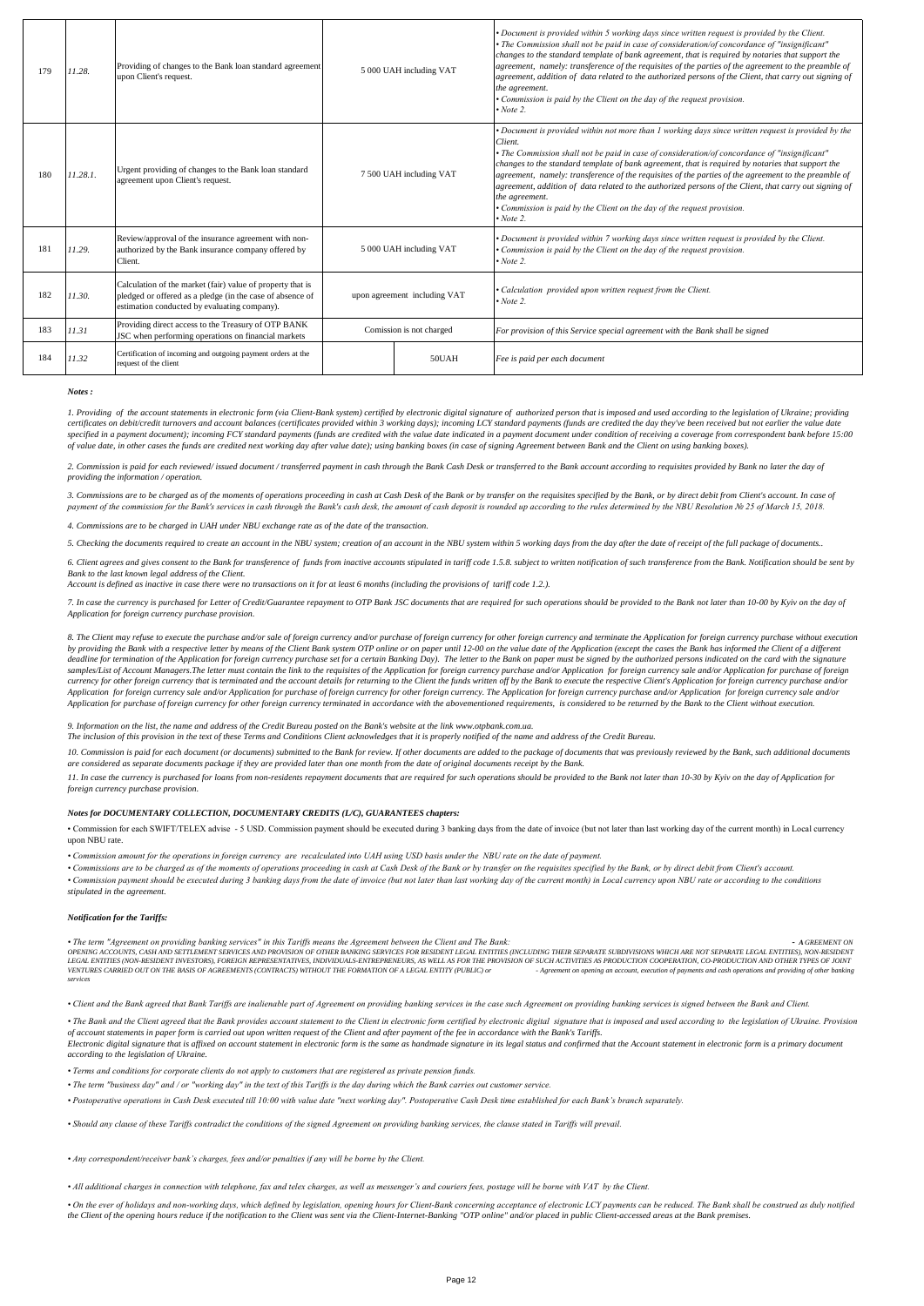| 179 | 11.28. | Providing of changes to the Bank loan standard agreement upon Client's request. | 5 000 UAH including VAT | | • Document is provided within 5 working days since written request is provided by the Client.<br>• The Commission shall not be paid in case of consideration/of concordance of "insignificant" changes to the standard template of bank agreement, that is required by notaries that support the agreement, namely: transference of the requisites of the parties of the agreement to the preamble of agreement, addition of data related to the authorized persons of the Client, that carry out signing of the agreement.<br>• Commission is paid by the Client on the day of the request provision.<br>• Note 2. |
|---|---|---|---|---|---|
| 180 | 11.28.1. | Urgent providing of changes to the Bank loan standard agreement upon Client's request. | 7 500 UAH including VAT | | • Document is provided within not more than 1 working days since written request is provided by the Client.<br>• The Commission shall not be paid in case of consideration/of concordance of "insignificant" changes to the standard template of bank agreement, that is required by notaries that support the agreement, namely: transference of the requisites of the parties of the agreement to the preamble of agreement, addition of data related to the authorized persons of the Client, that carry out signing of the agreement.<br>• Commission is paid by the Client on the day of the request provision.<br>• Note 2. |
| 181 | 11.29. | Review/approval of the insurance agreement with non-authorized by the Bank insurance company offered by Client. | 5 000 UAH including VAT | | • Document is provided within 7 working days since written request is provided by the Client.<br>• Commission is paid by the Client on the day of the request provision.<br>• Note 2. |
| 182 | 11.30. | Calculation of the market (fair) value of property that is pledged or offered as a pledge (in the case of absence of estimation conducted by evaluating company). | upon agreement including VAT | | • Calculation provided upon written request from the Client.<br>• Note 2. |
| 183 | 11.31 | Providing direct access to the Treasury of OTP BANK JSC when performing operations on financial markets | Comission is not charged | | For provision of this Service special agreement with the Bank shall be signed |
| 184 | 11.32 | Certification of incoming and outgoing payment orders at the request of the client | | 50UAH | Fee is paid per each document |

***Notes :***

*1. Providing of the account statements in electronic form (via Client-Bank system) certified by electronic digital signature of authorized person that is imposed and used according to the legislation of Ukraine; providing certificates on debit/credit turnovers and account balances (certificates provided within 3 working days); incoming LCY standard payments (funds are credited the day they've been received but not earlier the value date specified in a payment document); incoming FCY standard payments (funds are credited with the value date indicated in a payment document under condition of receiving a coverage from correspondent bank before 15:00 of value date, in other cases the funds are credited next working day after value date); using banking boxes (in case of signing Agreement between Bank and the Client on using banking boxes).*

*2. Commission is paid for each reviewed/ issued document / transferred payment in cash through the Bank Cash Desk or transferred to the Bank account according to requisites provided by Bank no later the day of providing the information / operation.*

*3. Commissions are to be charged as of the moments of operations proceeding in cash at Cash Desk of the Bank or by transfer on the requisites specified by the Bank, or by direct debit from Client's account. In case of payment of the commission for the Bank's services in cash through the Bank's cash desk, the amount of cash deposit is rounded up according to the rules determined by the NBU Resolution № 25 of March 15, 2018.*

*4. Commissions are to be charged in UAH under NBU exchange rate as of the date of the transaction.*

*5. Checking the documents required to create an account in the NBU system; creation of an account in the NBU system within 5 working days from the day after the date of receipt of the full package of documents..*

*6. Client agrees and gives consent to the Bank for transference of funds from inactive accounts stipulated in tariff code 1.5.8. subject to written notification of such transference from the Bank. Notification should be sent by Bank to the last known legal address of the Client.*
*Account is defined as inactive in case there were no transactions on it for at least 6 months (including the provisions of tariff code 1.2.).*

*7. In case the currency is purchased for Letter of Credit/Guarantee repayment to OTP Bank JSC documents that are required for such operations should be provided to the Bank not later than 10-00 by Kyiv on the day of Application for foreign currency purchase provision.*

*8. The Client may refuse to execute the purchase and/or sale of foreign currency and/or purchase of foreign currency for other foreign currency and terminate the Application for foreign currency purchase without execution by providing the Bank with a respective letter by means of the Client Bank system OTP online or on paper until 12-00 on the value date of the Application (except the cases the Bank has informed the Client of a different deadline for termination of the Application for foreign currency purchase set for a certain Banking Day). The letter to the Bank on paper must be signed by the authorized persons indicated on the card with the signature samples/List of Account Managers.The letter must contain the link to the requisites of the Application for foreign currency purchase and/or Application for foreign currency sale and/or Application for purchase of foreign currency for other foreign currency that is terminated and the account details for returning to the Client the funds written off by the Bank to execute the respective Client's Application for foreign currency purchase and/or Application for foreign currency sale and/or Application for purchase of foreign currency for other foreign currency. The Application for foreign currency purchase and/or Application for foreign currency sale and/or Application for purchase of foreign currency for other foreign currency terminated in accordance with the abovementioned requirements, is considered to be returned by the Bank to the Client without execution.*

*9. Information on the list, the name and address of the Credit Bureau posted on the Bank's website at the link www.otpbank.com.ua.*
*The inclusion of this provision in the text of these Terms and Conditions Client acknowledges that it is properly notified of the name and address of the Credit Bureau.*

*10. Commission is paid for each document (or documents) submitted to the Bank for review. If other documents are added to the package of documents that was previously reviewed by the Bank, such additional documents are considered as separate documents package if they are provided later than one month from the date of original documents receipt by the Bank.*

*11. In case the currency is purchased for loans from non-residents repayment documents that are required for such operations should be provided to the Bank not later than 10-30 by Kyiv on the day of Application for foreign currency purchase provision.*

***Notes for DOCUMENTARY COLLECTION, DOCUMENTARY CREDITS (L/C), GUARANTEES chapters:***

• Commission for each SWIFT/TELEX advise - 5 USD. Commission payment should be executed during 3 banking days from the date of invoice (but not later than last working day of the current month) in Local currency upon NBU rate.

*• Commission amount for the operations in foreign currency are recalculated into UAH using USD basis under the NBU rate on the date of payment.*

*• Commissions are to be charged as of the moments of operations proceeding in cash at Cash Desk of the Bank or by transfer on the requisites specified by the Bank, or by direct debit from Client's account.*

*• Commission payment should be executed during 3 banking days from the date of invoice (but not later than last working day of the current month) in Local currency upon NBU rate or according to the conditions stipulated in the agreement.*

***Notification for the Tariffs:***

*• The term "Agreement on providing banking services" in this Tariffs means the Agreement between the Client and The Bank: - A GREEMENT ON OPENING ACCOUNTS, CASH AND SETTLEMENT SERVICES AND PROVISION OF OTHER BANKING SERVICES FOR RESIDENT LEGAL ENTITIES (INCLUDING THEIR SEPARATE SUBDIVISIONS WHICH ARE NOT SEPARATE LEGAL ENTITIES), NON-RESIDENT LEGAL ENTITIES (NON-RESIDENT INVESTORS), FOREIGN REPRESENTATIVES, INDIVIDUALS-ENTREPRENEURS, AS WELL AS FOR THE PROVISION OF SUCH ACTIVITIES AS PRODUCTION COOPERATION, CO-PRODUCTION AND OTHER TYPES OF JOINT VENTURES CARRIED OUT ON THE BASIS OF AGREEMENTS (CONTRACTS) WITHOUT THE FORMATION OF A LEGAL ENTITY (PUBLIC) or - Agreement on opening an account, execution of payments and cash operations and providing of other banking services*

*• Client and the Bank agreed that Bank Tariffs are inalienable part of Agreement on providing banking services in the case such Agreement on providing banking services is signed between the Bank and Client.*

*• The Bank and the Client agreed that the Bank provides account statement to the Client in electronic form certified by electronic digital signature that is imposed and used according to the legislation of Ukraine. Provision of account statements in paper form is carried out upon written request of the Client and after payment of the fee in accordance with the Bank's Tariffs.*
*Electronic digital signature that is affixed on account statement in electronic form is the same as handmade signature in its legal status and confirmed that the Account statement in electronic form is a primary document according to the legislation of Ukraine.*

*• Terms and conditions for corporate clients do not apply to customers that are registered as private pension funds.*

*• The term "business day" and / or "working day" in the text of this Tariffs is the day during which the Bank carries out customer service.*

*• Postoperative operations in Cash Desk executed till 10:00 with value date "next working day". Postoperative Cash Desk time established for each Bank's branch separately.*

*• Should any clause of these Tariffs contradict the conditions of the signed Agreement on providing banking services, the clause stated in Tariffs will prevail.*

*• Any correspondent/receiver bank's charges, fees and/or penalties if any will be borne by the Client.*

*• All additional charges in connection with telephone, fax and telex charges, as well as messenger's and couriers fees, postage will be borne with VAT by the Client.*

*• On the ever of holidays and non-working days, which defined by legislation, opening hours for Client-Bank concerning acceptance of electronic LCY payments can be reduced. The Bank shall be construed as duly notified the Client of the opening hours reduce if the notification to the Client was sent via the Client-Internet-Banking "OTP online" and/or placed in public Client-accessed areas at the Bank premises.*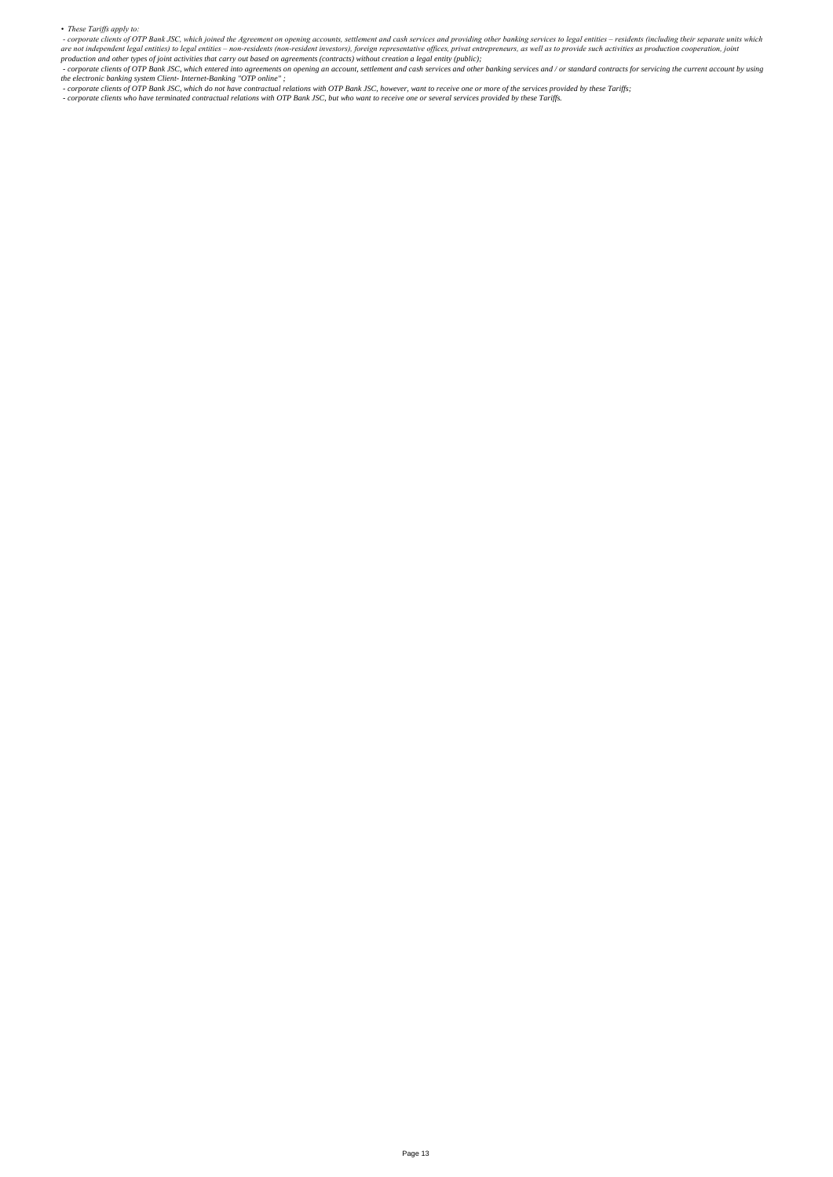*• These Tariffs apply to:*

*- corporate clients of OTP Bank JSC, which joined the Agreement on opening accounts, settlement and cash services and providing other banking services to legal entities – residents (including their separate units which are not independent legal entities) to legal entities – non-residents (non-resident investors), foreign representative offices, privat entrepreneurs, as well as to provide such activities as production cooperation, joint production and other types of joint activities that carry out based on agreements (contracts) without creation a legal entity (public);*

*- corporate clients of OTP Bank JSC, which entered into agreements on opening an account, settlement and cash services and other banking services and / or standard contracts for servicing the current account by using the electronic banking system Client- Internet-Banking "OTP online" ;*

*- corporate clients of OTP Bank JSC, which do not have contractual relations with OTP Bank JSC, however, want to receive one or more of the services provided by these Tariffs;*

*- corporate clients who have terminated contractual relations with OTP Bank JSC, but who want to receive one or several services provided by these Tariffs.*